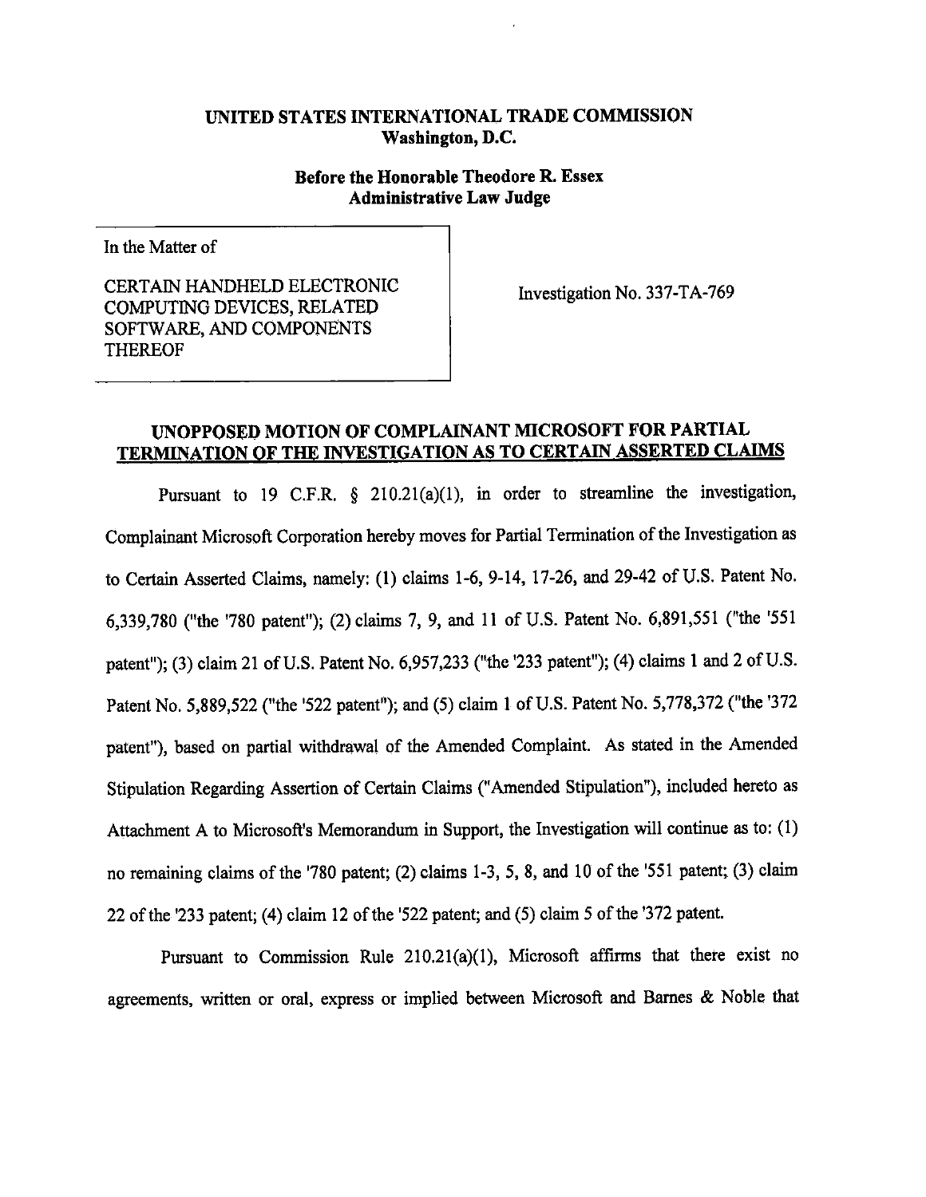**UNITED STATES INTERNATIONAL TRADE COMMISSION**
**Washington, D.C.**

**Before the Honorable Theodore R. Essex**
**Administrative Law Judge**

| | |
|---|---|
| In the Matter of<br><br>CERTAIN HANDHELD ELECTRONIC COMPUTING DEVICES, RELATED SOFTWARE, AND COMPONENTS THEREOF | Investigation No. 337-TA-769 |

**UNOPPOSED MOTION OF COMPLAINANT MICROSOFT FOR PARTIAL TERMINATION OF THE INVESTIGATION AS TO CERTAIN ASSERTED CLAIMS**

Pursuant to 19 C.F.R. § 210.21(a)(1), in order to streamline the investigation, Complainant Microsoft Corporation hereby moves for Partial Termination of the Investigation as to Certain Asserted Claims, namely: (1) claims 1-6, 9-14, 17-26, and 29-42 of U.S. Patent No. 6,339,780 ("the '780 patent"); (2) claims 7, 9, and 11 of U.S. Patent No. 6,891,551 ("the '551 patent"); (3) claim 21 of U.S. Patent No. 6,957,233 ("the '233 patent"); (4) claims 1 and 2 of U.S. Patent No. 5,889,522 ("the '522 patent"); and (5) claim 1 of U.S. Patent No. 5,778,372 ("the '372 patent"), based on partial withdrawal of the Amended Complaint. As stated in the Amended Stipulation Regarding Assertion of Certain Claims ("Amended Stipulation"), included hereto as Attachment A to Microsoft's Memorandum in Support, the Investigation will continue as to: (1) no remaining claims of the '780 patent; (2) claims 1-3, 5, 8, and 10 of the '551 patent; (3) claim 22 of the '233 patent; (4) claim 12 of the '522 patent; and (5) claim 5 of the '372 patent.

Pursuant to Commission Rule 210.21(a)(1), Microsoft affirms that there exist no agreements, written or oral, express or implied between Microsoft and Barnes & Noble that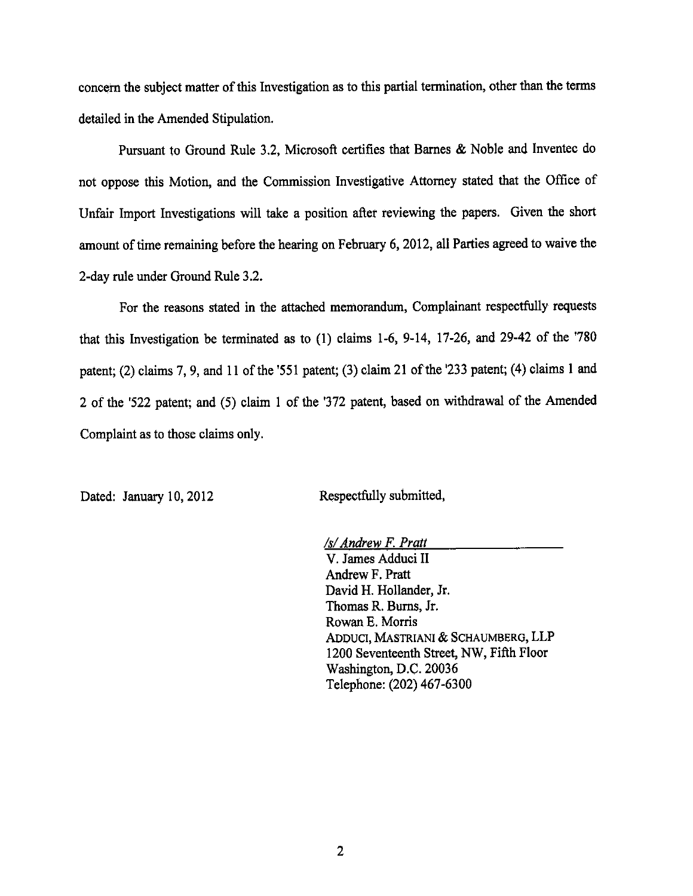concern the subject matter of this Investigation as to this partial termination, other than the terms detailed in the Amended Stipulation.

Pursuant to Ground Rule 3.2, Microsoft certifies that Barnes & Noble and Inventec do not oppose this Motion, and the Commission Investigative Attorney stated that the Office of Unfair Import Investigations will take a position after reviewing the papers. Given the short amount of time remaining before the hearing on February 6, 2012, all Parties agreed to waive the 2-day rule under Ground Rule 3.2.

For the reasons stated in the attached memorandum, Complainant respectfully requests that this Investigation be terminated as to (1) claims 1-6, 9-14, 17-26, and 29-42 of the '780 patent; (2) claims 7, 9, and 11 of the '551 patent; (3) claim 21 of the '233 patent; (4) claims 1 and 2 of the '522 patent; and (5) claim 1 of the '372 patent, based on withdrawal of the Amended Complaint as to those claims only.

Dated: January 10, 2012

Respectfully submitted,

*/s/ Andrew F. Pratt*
V. James Adduci II
Andrew F. Pratt
David H. Hollander, Jr.
Thomas R. Burns, Jr.
Rowan E. Morris
ADDUCI, MASTRIANI & SCHAUMBERG, LLP
1200 Seventeenth Street, NW, Fifth Floor
Washington, D.C. 20036
Telephone: (202) 467-6300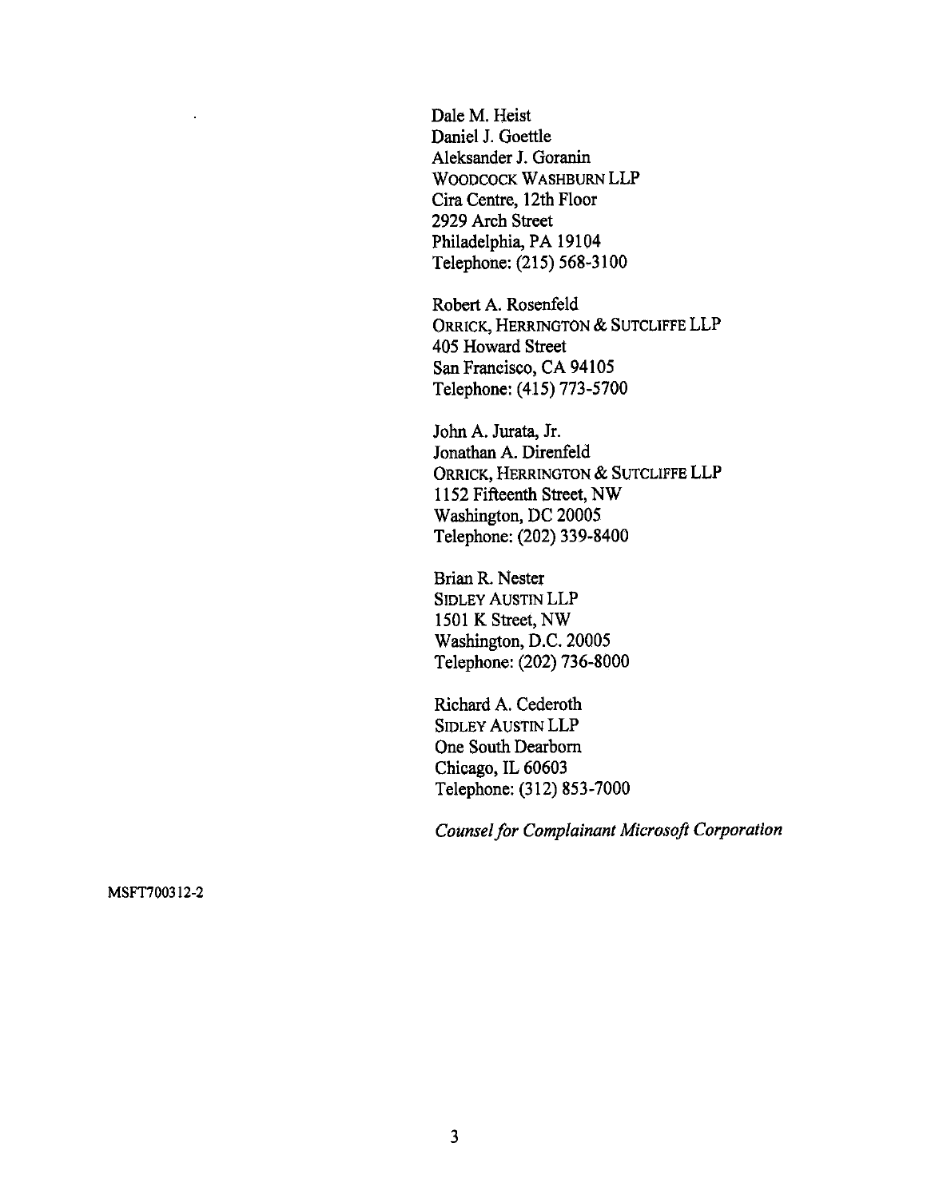Dale M. Heist  
Daniel J. Goettle  
Aleksander J. Goranin  
WOODCOCK WASHBURN LLP  
Cira Centre, 12th Floor  
2929 Arch Street  
Philadelphia, PA 19104  
Telephone: (215) 568-3100

Robert A. Rosenfeld  
ORRICK, HERRINGTON & SUTCLIFFE LLP  
405 Howard Street  
San Francisco, CA 94105  
Telephone: (415) 773-5700

John A. Jurata, Jr.  
Jonathan A. Direnfeld  
ORRICK, HERRINGTON & SUTCLIFFE LLP  
1152 Fifteenth Street, NW  
Washington, DC 20005  
Telephone: (202) 339-8400

Brian R. Nester  
SIDLEY AUSTIN LLP  
1501 K Street, NW  
Washington, D.C. 20005  
Telephone: (202) 736-8000

Richard A. Cederoth  
SIDLEY AUSTIN LLP  
One South Dearborn  
Chicago, IL 60603  
Telephone: (312) 853-7000

*Counsel for Complainant Microsoft Corporation*

MSFT700312-2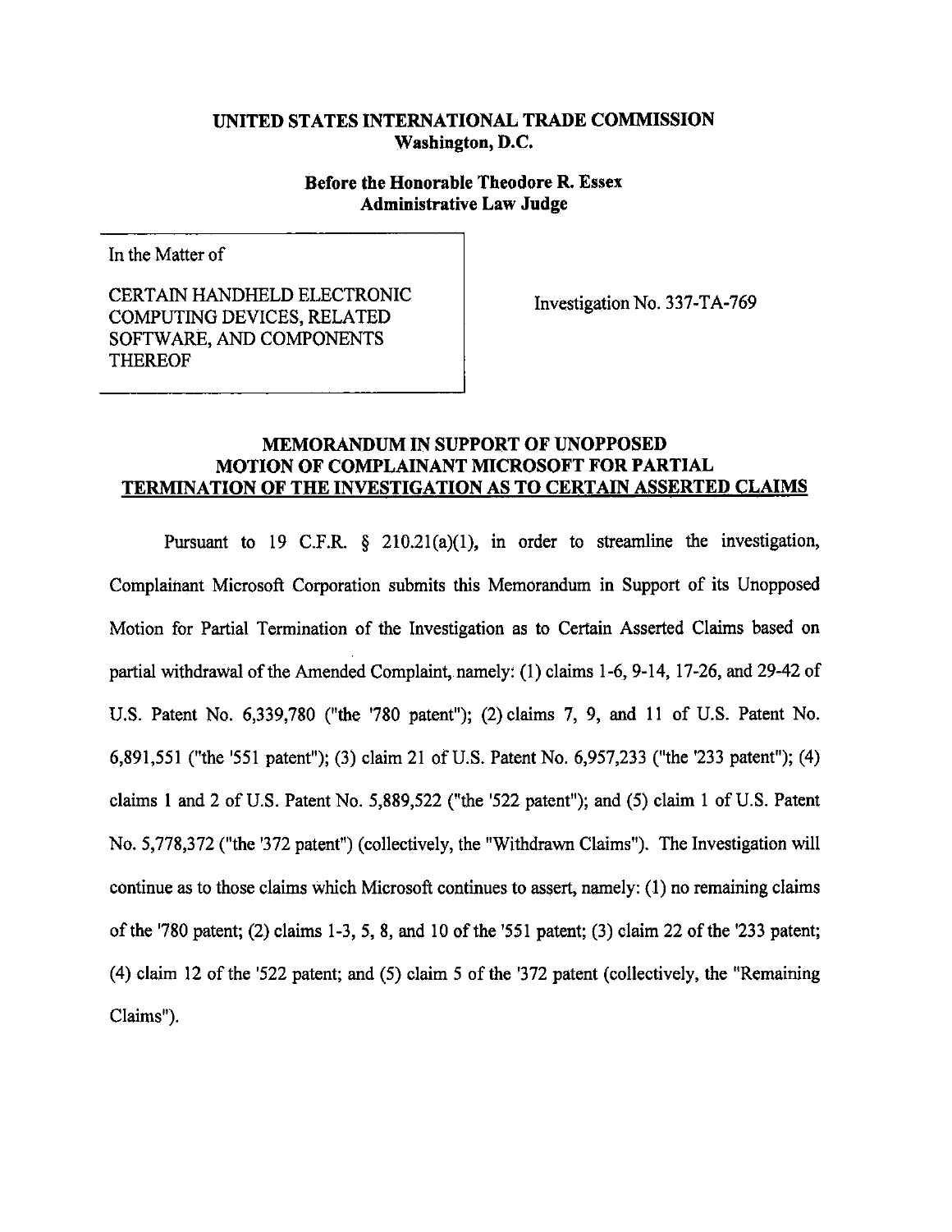**UNITED STATES INTERNATIONAL TRADE COMMISSION**
**Washington, D.C.**

**Before the Honorable Theodore R. Essex**
**Administrative Law Judge**

| In the Matter of<br><br>CERTAIN HANDHELD ELECTRONIC COMPUTING DEVICES, RELATED SOFTWARE, AND COMPONENTS THEREOF | Investigation No. 337-TA-769 |
| --- | --- |

## MEMORANDUM IN SUPPORT OF UNOPPOSED MOTION OF COMPLAINANT MICROSOFT FOR PARTIAL TERMINATION OF THE INVESTIGATION AS TO CERTAIN ASSERTED CLAIMS

Pursuant to 19 C.F.R. § 210.21(a)(1), in order to streamline the investigation, Complainant Microsoft Corporation submits this Memorandum in Support of its Unopposed Motion for Partial Termination of the Investigation as to Certain Asserted Claims based on partial withdrawal of the Amended Complaint, namely: (1) claims 1-6, 9-14, 17-26, and 29-42 of U.S. Patent No. 6,339,780 ("the '780 patent"); (2) claims 7, 9, and 11 of U.S. Patent No. 6,891,551 ("the '551 patent"); (3) claim 21 of U.S. Patent No. 6,957,233 ("the '233 patent"); (4) claims 1 and 2 of U.S. Patent No. 5,889,522 ("the '522 patent"); and (5) claim 1 of U.S. Patent No. 5,778,372 ("the '372 patent") (collectively, the "Withdrawn Claims"). The Investigation will continue as to those claims which Microsoft continues to assert, namely: (1) no remaining claims of the '780 patent; (2) claims 1-3, 5, 8, and 10 of the '551 patent; (3) claim 22 of the '233 patent; (4) claim 12 of the '522 patent; and (5) claim 5 of the '372 patent (collectively, the "Remaining Claims").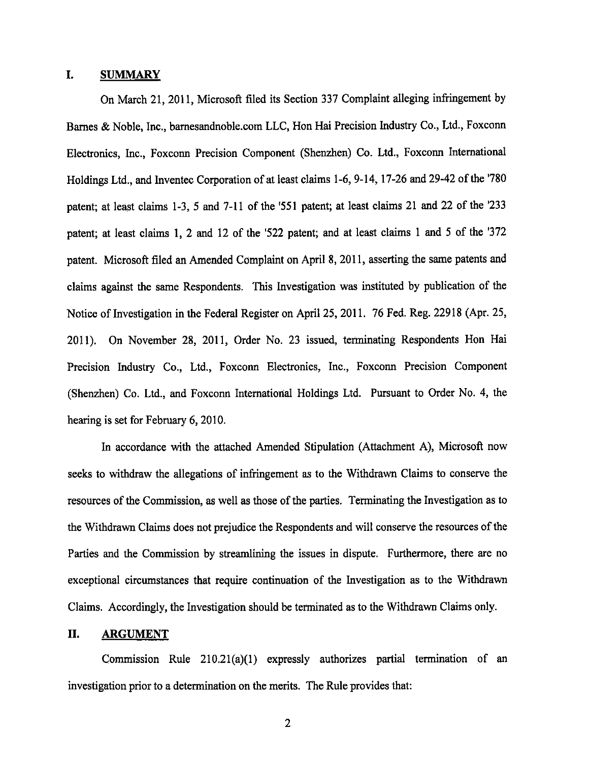## I. SUMMARY

On March 21, 2011, Microsoft filed its Section 337 Complaint alleging infringement by Barnes & Noble, Inc., barnesandnoble.com LLC, Hon Hai Precision Industry Co., Ltd., Foxconn Electronics, Inc., Foxconn Precision Component (Shenzhen) Co. Ltd., Foxconn International Holdings Ltd., and Inventec Corporation of at least claims 1-6, 9-14, 17-26 and 29-42 of the '780 patent; at least claims 1-3, 5 and 7-11 of the '551 patent; at least claims 21 and 22 of the '233 patent; at least claims 1, 2 and 12 of the '522 patent; and at least claims 1 and 5 of the '372 patent. Microsoft filed an Amended Complaint on April 8, 2011, asserting the same patents and claims against the same Respondents. This Investigation was instituted by publication of the Notice of Investigation in the Federal Register on April 25, 2011. 76 Fed. Reg. 22918 (Apr. 25, 2011). On November 28, 2011, Order No. 23 issued, terminating Respondents Hon Hai Precision Industry Co., Ltd., Foxconn Electronics, Inc., Foxconn Precision Component (Shenzhen) Co. Ltd., and Foxconn International Holdings Ltd. Pursuant to Order No. 4, the hearing is set for February 6, 2010.

In accordance with the attached Amended Stipulation (Attachment A), Microsoft now seeks to withdraw the allegations of infringement as to the Withdrawn Claims to conserve the resources of the Commission, as well as those of the parties. Terminating the Investigation as to the Withdrawn Claims does not prejudice the Respondents and will conserve the resources of the Parties and the Commission by streamlining the issues in dispute. Furthermore, there are no exceptional circumstances that require continuation of the Investigation as to the Withdrawn Claims. Accordingly, the Investigation should be terminated as to the Withdrawn Claims only.

## II. ARGUMENT

Commission Rule 210.21(a)(1) expressly authorizes partial termination of an investigation prior to a determination on the merits. The Rule provides that: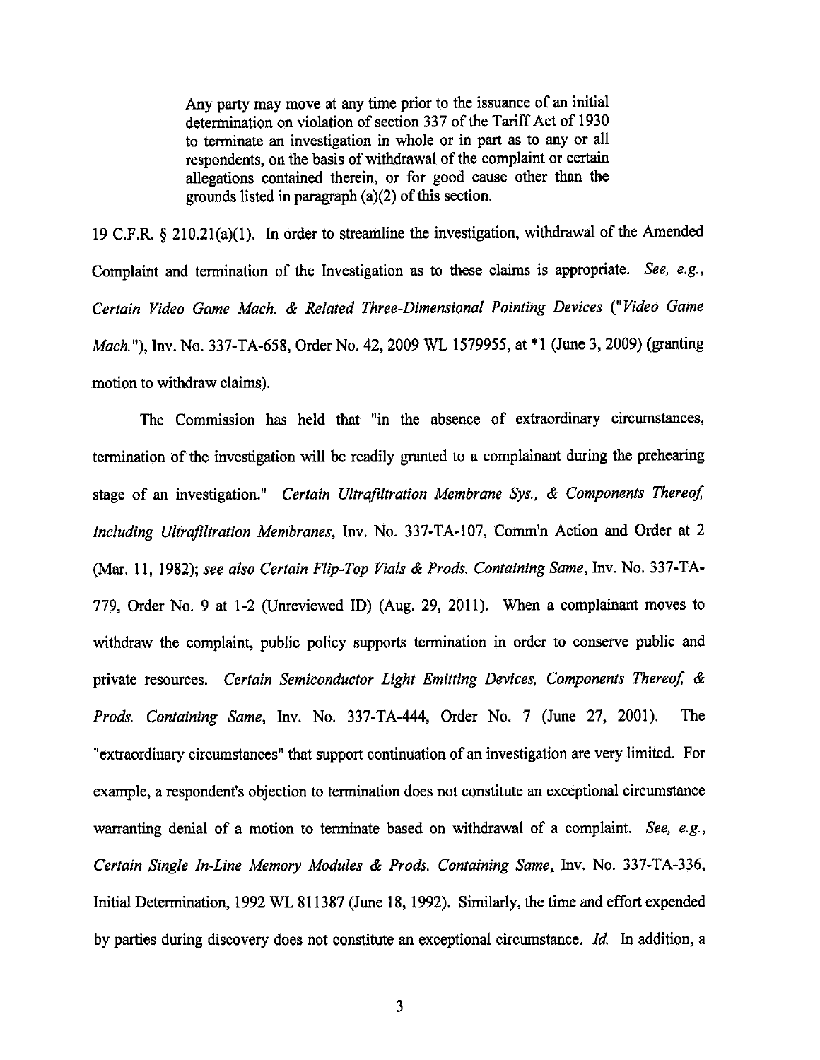> Any party may move at any time prior to the issuance of an initial determination on violation of section 337 of the Tariff Act of 1930 to terminate an investigation in whole or in part as to any or all respondents, on the basis of withdrawal of the complaint or certain allegations contained therein, or for good cause other than the grounds listed in paragraph (a)(2) of this section.

19 C.F.R. § 210.21(a)(1). In order to streamline the investigation, withdrawal of the Amended Complaint and termination of the Investigation as to these claims is appropriate. *See, e.g., Certain Video Game Mach. & Related Three-Dimensional Pointing Devices ("Video Game Mach.")*, Inv. No. 337-TA-658, Order No. 42, 2009 WL 1579955, at *1 (June 3, 2009) (granting motion to withdraw claims).

The Commission has held that "in the absence of extraordinary circumstances, termination of the investigation will be readily granted to a complainant during the prehearing stage of an investigation." *Certain Ultrafiltration Membrane Sys., & Components Thereof, Including Ultrafiltration Membranes*, Inv. No. 337-TA-107, Comm'n Action and Order at 2 (Mar. 11, 1982); *see also Certain Flip-Top Vials & Prods. Containing Same*, Inv. No. 337-TA-779, Order No. 9 at 1-2 (Unreviewed ID) (Aug. 29, 2011). When a complainant moves to withdraw the complaint, public policy supports termination in order to conserve public and private resources. *Certain Semiconductor Light Emitting Devices, Components Thereof, & Prods. Containing Same*, Inv. No. 337-TA-444, Order No. 7 (June 27, 2001). The "extraordinary circumstances" that support continuation of an investigation are very limited. For example, a respondent's objection to termination does not constitute an exceptional circumstance warranting denial of a motion to terminate based on withdrawal of a complaint. *See, e.g., Certain Single In-Line Memory Modules & Prods. Containing Same*, Inv. No. 337-TA-336, Initial Determination, 1992 WL 811387 (June 18, 1992). Similarly, the time and effort expended by parties during discovery does not constitute an exceptional circumstance. *Id.* In addition, a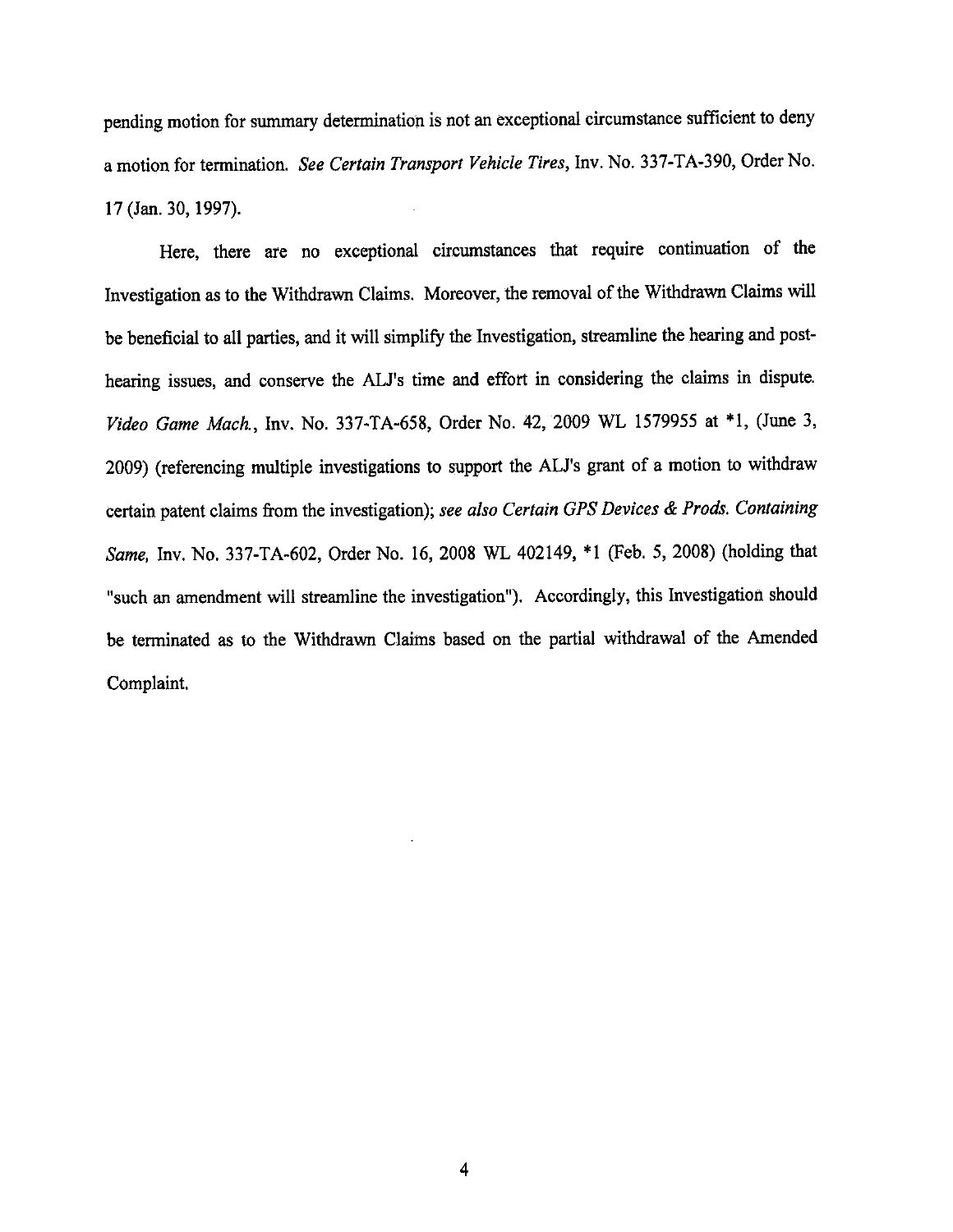pending motion for summary determination is not an exceptional circumstance sufficient to deny a motion for termination. *See Certain Transport Vehicle Tires*, Inv. No. 337-TA-390, Order No. 17 (Jan. 30, 1997).

Here, there are no exceptional circumstances that require continuation of the Investigation as to the Withdrawn Claims. Moreover, the removal of the Withdrawn Claims will be beneficial to all parties, and it will simplify the Investigation, streamline the hearing and post-hearing issues, and conserve the ALJ's time and effort in considering the claims in dispute. *Video Game Mach.*, Inv. No. 337-TA-658, Order No. 42, 2009 WL 1579955 at *1, (June 3, 2009) (referencing multiple investigations to support the ALJ's grant of a motion to withdraw certain patent claims from the investigation); *see also Certain GPS Devices & Prods. Containing Same,* Inv. No. 337-TA-602, Order No. 16, 2008 WL 402149, *1 (Feb. 5, 2008) (holding that "such an amendment will streamline the investigation"). Accordingly, this Investigation should be terminated as to the Withdrawn Claims based on the partial withdrawal of the Amended Complaint.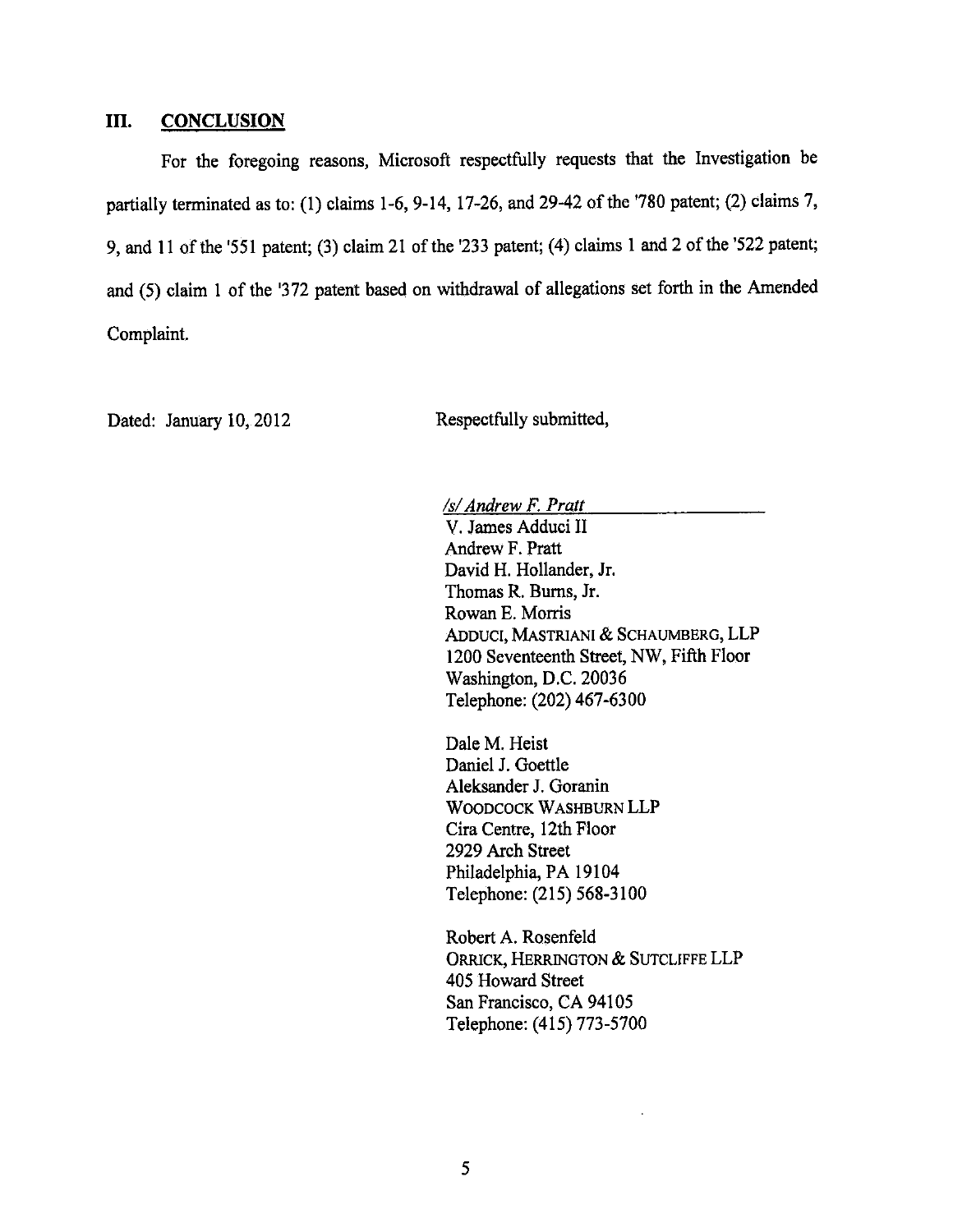## III. CONCLUSION

For the foregoing reasons, Microsoft respectfully requests that the Investigation be partially terminated as to: (1) claims 1-6, 9-14, 17-26, and 29-42 of the '780 patent; (2) claims 7, 9, and 11 of the '551 patent; (3) claim 21 of the '233 patent; (4) claims 1 and 2 of the '522 patent; and (5) claim 1 of the '372 patent based on withdrawal of allegations set forth in the Amended Complaint.

Dated: January 10, 2012

Respectfully submitted,

*/s/ Andrew F. Pratt*

V. James Adduci II
Andrew F. Pratt
David H. Hollander, Jr.
Thomas R. Burns, Jr.
Rowan E. Morris
ADDUCI, MASTRIANI & SCHAUMBERG, LLP
1200 Seventeenth Street, NW, Fifth Floor
Washington, D.C. 20036
Telephone: (202) 467-6300

Dale M. Heist
Daniel J. Goettle
Aleksander J. Goranin
WOODCOCK WASHBURN LLP
Cira Centre, 12th Floor
2929 Arch Street
Philadelphia, PA 19104
Telephone: (215) 568-3100

Robert A. Rosenfeld
ORRICK, HERRINGTON & SUTCLIFFE LLP
405 Howard Street
San Francisco, CA 94105
Telephone: (415) 773-5700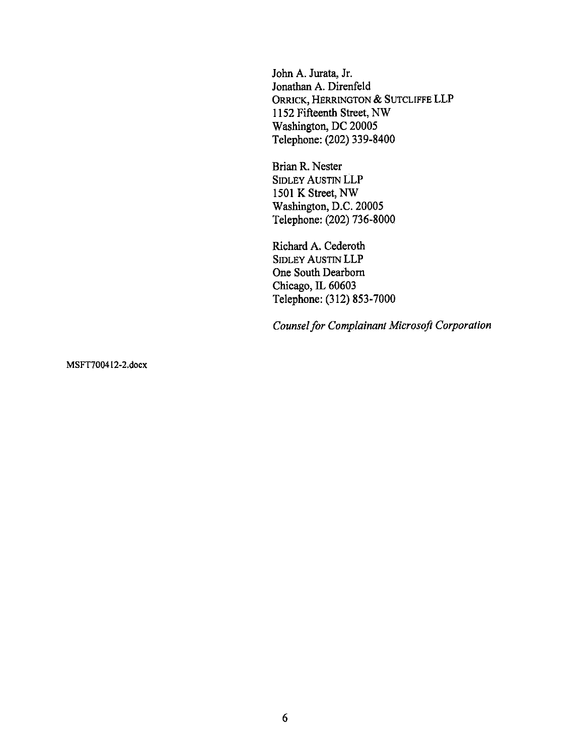John A. Jurata, Jr.
Jonathan A. Direnfeld
ORRICK, HERRINGTON & SUTCLIFFE LLP
1152 Fifteenth Street, NW
Washington, DC 20005
Telephone: (202) 339-8400

Brian R. Nester
SIDLEY AUSTIN LLP
1501 K Street, NW
Washington, D.C. 20005
Telephone: (202) 736-8000

Richard A. Cederoth
SIDLEY AUSTIN LLP
One South Dearborn
Chicago, IL 60603
Telephone: (312) 853-7000

*Counsel for Complainant Microsoft Corporation*

MSFT700412-2.docx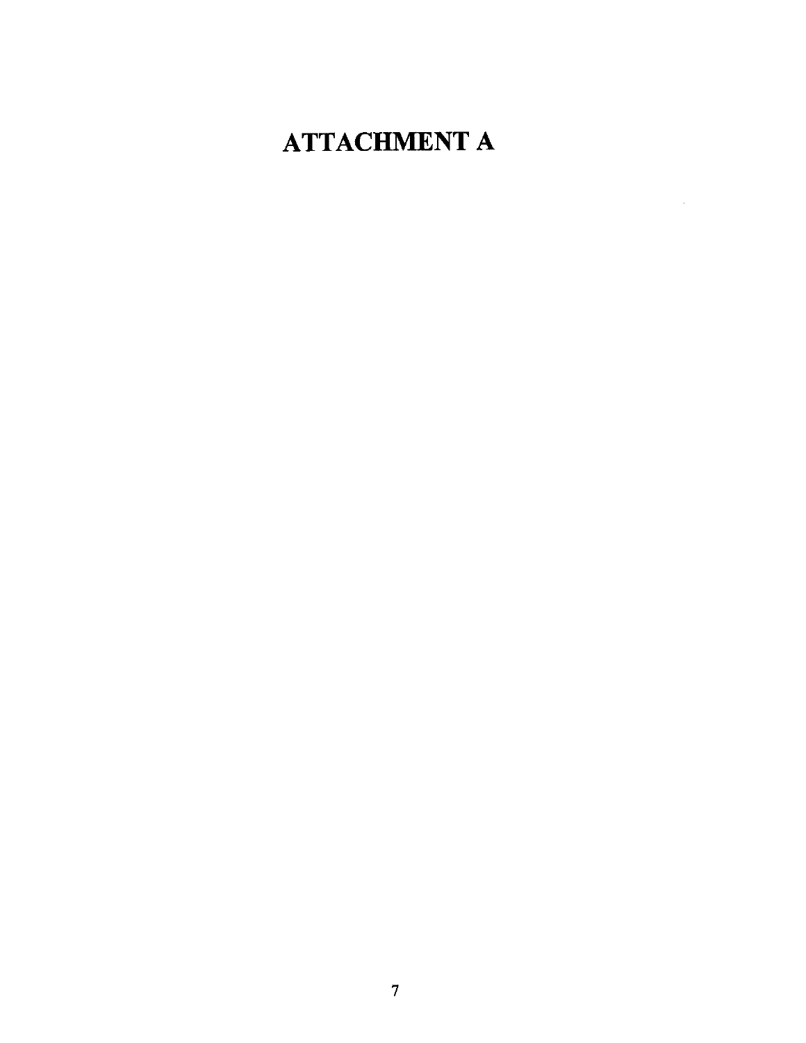# ATTACHMENT A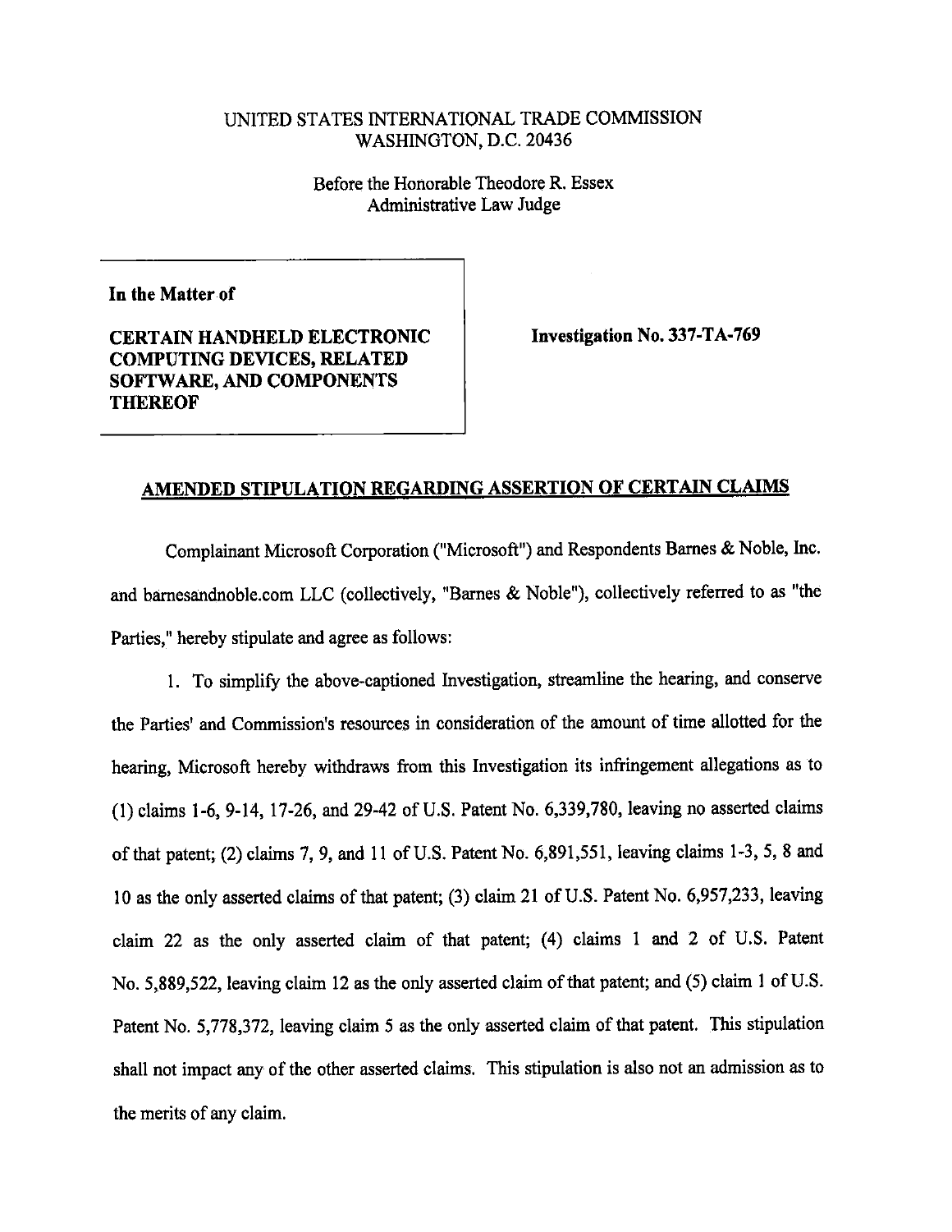UNITED STATES INTERNATIONAL TRADE COMMISSION
WASHINGTON, D.C. 20436

Before the Honorable Theodore R. Essex
Administrative Law Judge

| | |
|---|---|
| **In the Matter of**<br><br>**CERTAIN HANDHELD ELECTRONIC COMPUTING DEVICES, RELATED SOFTWARE, AND COMPONENTS THEREOF** | **Investigation No. 337-TA-769** |

## AMENDED STIPULATION REGARDING ASSERTION OF CERTAIN CLAIMS

Complainant Microsoft Corporation ("Microsoft") and Respondents Barnes & Noble, Inc. and barnesandnoble.com LLC (collectively, "Barnes & Noble"), collectively referred to as "the Parties," hereby stipulate and agree as follows:

1. To simplify the above-captioned Investigation, streamline the hearing, and conserve the Parties' and Commission's resources in consideration of the amount of time allotted for the hearing, Microsoft hereby withdraws from this Investigation its infringement allegations as to (1) claims 1-6, 9-14, 17-26, and 29-42 of U.S. Patent No. 6,339,780, leaving no asserted claims of that patent; (2) claims 7, 9, and 11 of U.S. Patent No. 6,891,551, leaving claims 1-3, 5, 8 and 10 as the only asserted claims of that patent; (3) claim 21 of U.S. Patent No. 6,957,233, leaving claim 22 as the only asserted claim of that patent; (4) claims 1 and 2 of U.S. Patent No. 5,889,522, leaving claim 12 as the only asserted claim of that patent; and (5) claim 1 of U.S. Patent No. 5,778,372, leaving claim 5 as the only asserted claim of that patent. This stipulation shall not impact any of the other asserted claims. This stipulation is also not an admission as to the merits of any claim.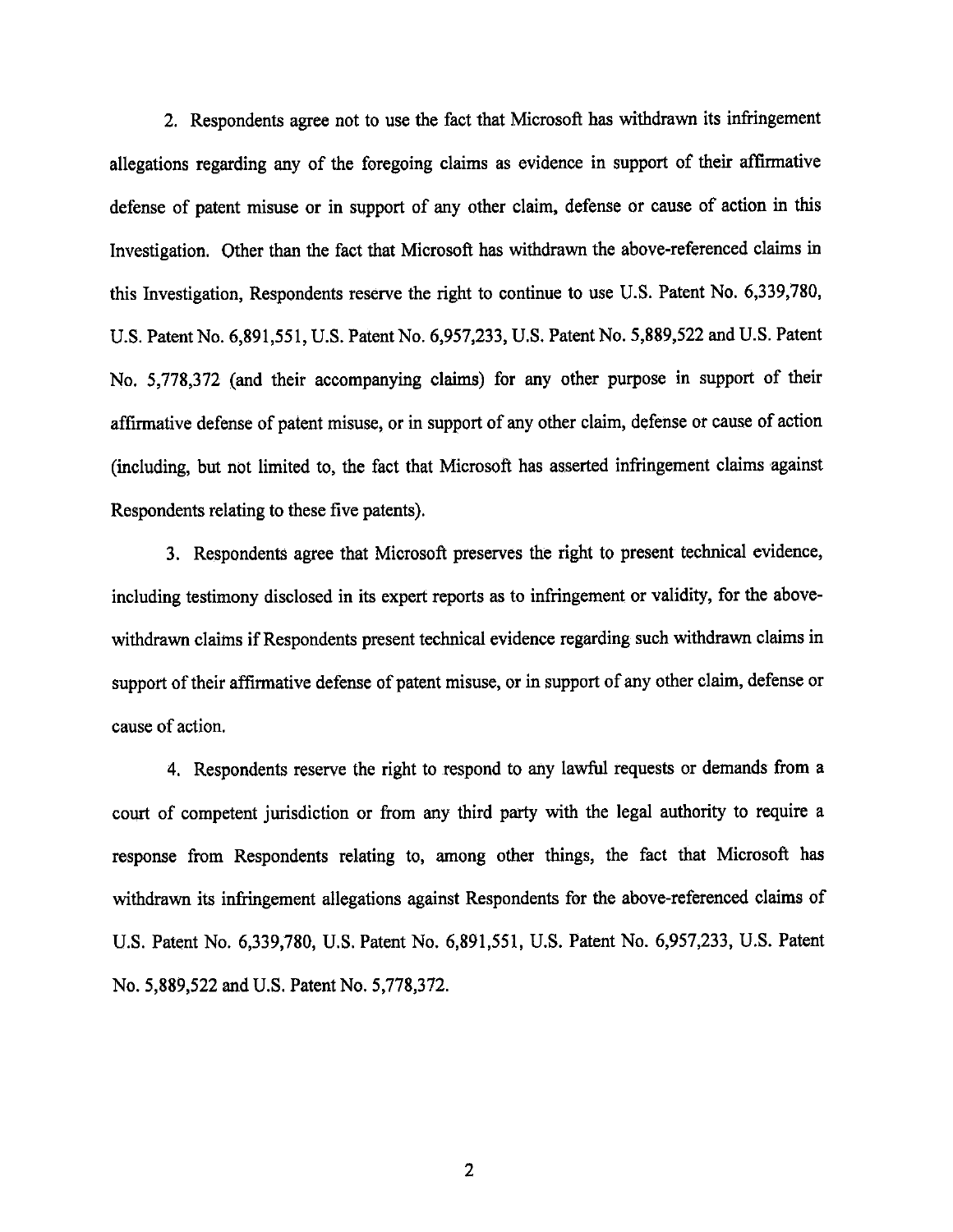2. Respondents agree not to use the fact that Microsoft has withdrawn its infringement allegations regarding any of the foregoing claims as evidence in support of their affirmative defense of patent misuse or in support of any other claim, defense or cause of action in this Investigation. Other than the fact that Microsoft has withdrawn the above-referenced claims in this Investigation, Respondents reserve the right to continue to use U.S. Patent No. 6,339,780, U.S. Patent No. 6,891,551, U.S. Patent No. 6,957,233, U.S. Patent No. 5,889,522 and U.S. Patent No. 5,778,372 (and their accompanying claims) for any other purpose in support of their affirmative defense of patent misuse, or in support of any other claim, defense or cause of action (including, but not limited to, the fact that Microsoft has asserted infringement claims against Respondents relating to these five patents).

3. Respondents agree that Microsoft preserves the right to present technical evidence, including testimony disclosed in its expert reports as to infringement or validity, for the above-withdrawn claims if Respondents present technical evidence regarding such withdrawn claims in support of their affirmative defense of patent misuse, or in support of any other claim, defense or cause of action.

4. Respondents reserve the right to respond to any lawful requests or demands from a court of competent jurisdiction or from any third party with the legal authority to require a response from Respondents relating to, among other things, the fact that Microsoft has withdrawn its infringement allegations against Respondents for the above-referenced claims of U.S. Patent No. 6,339,780, U.S. Patent No. 6,891,551, U.S. Patent No. 6,957,233, U.S. Patent No. 5,889,522 and U.S. Patent No. 5,778,372.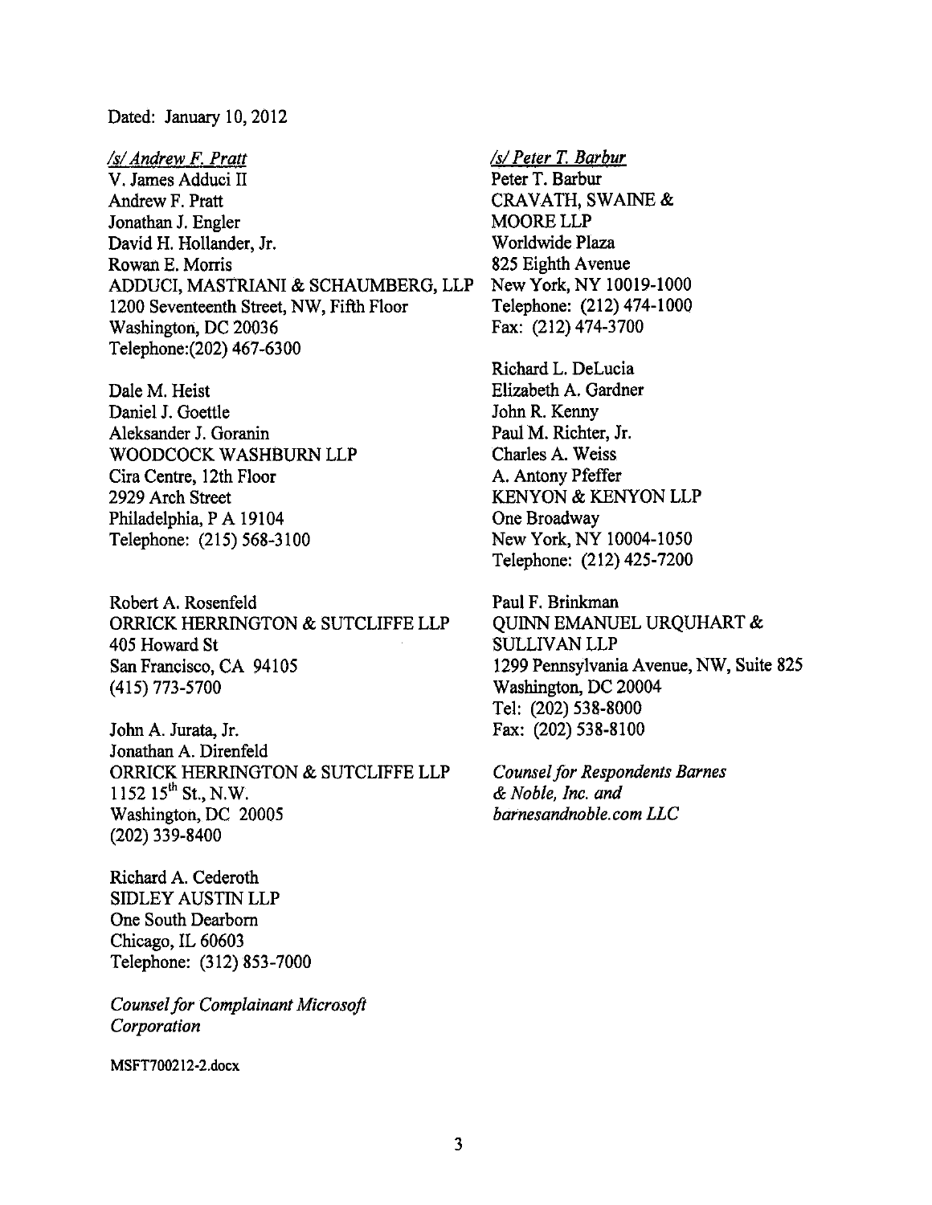Dated: January 10, 2012

*/s/ Andrew F. Pratt*
V. James Adduci II
Andrew F. Pratt
Jonathan J. Engler
David H. Hollander, Jr.
Rowan E. Morris
ADDUCI, MASTRIANI & SCHAUMBERG, LLP
1200 Seventeenth Street, NW, Fifth Floor
Washington, DC 20036
Telephone:(202) 467-6300

Dale M. Heist
Daniel J. Goettle
Aleksander J. Goranin
WOODCOCK WASHBURN LLP
Cira Centre, 12th Floor
2929 Arch Street
Philadelphia, P A 19104
Telephone: (215) 568-3100

Robert A. Rosenfeld
ORRICK HERRINGTON & SUTCLIFFE LLP
405 Howard St
San Francisco, CA 94105
(415) 773-5700

John A. Jurata, Jr.
Jonathan A. Direnfeld
ORRICK HERRINGTON & SUTCLIFFE LLP
1152 15th St., N.W.
Washington, DC 20005
(202) 339-8400

Richard A. Cederoth
SIDLEY AUSTIN LLP
One South Dearborn
Chicago, IL 60603
Telephone: (312) 853-7000

*Counsel for Complainant Microsoft Corporation*

*/s/ Peter T. Barbur*
Peter T. Barbur
CRAVATH, SWAINE & MOORE LLP
Worldwide Plaza
825 Eighth Avenue
New York, NY 10019-1000
Telephone: (212) 474-1000
Fax: (212) 474-3700

Richard L. DeLucia
Elizabeth A. Gardner
John R. Kenny
Paul M. Richter, Jr.
Charles A. Weiss
A. Antony Pfeffer
KENYON & KENYON LLP
One Broadway
New York, NY 10004-1050
Telephone: (212) 425-7200

Paul F. Brinkman
QUINN EMANUEL URQUHART & SULLIVAN LLP
1299 Pennsylvania Avenue, NW, Suite 825
Washington, DC 20004
Tel: (202) 538-8000
Fax: (202) 538-8100

*Counsel for Respondents Barnes & Noble, Inc. and barnesandnoble.com LLC*

MSFT700212-2.docx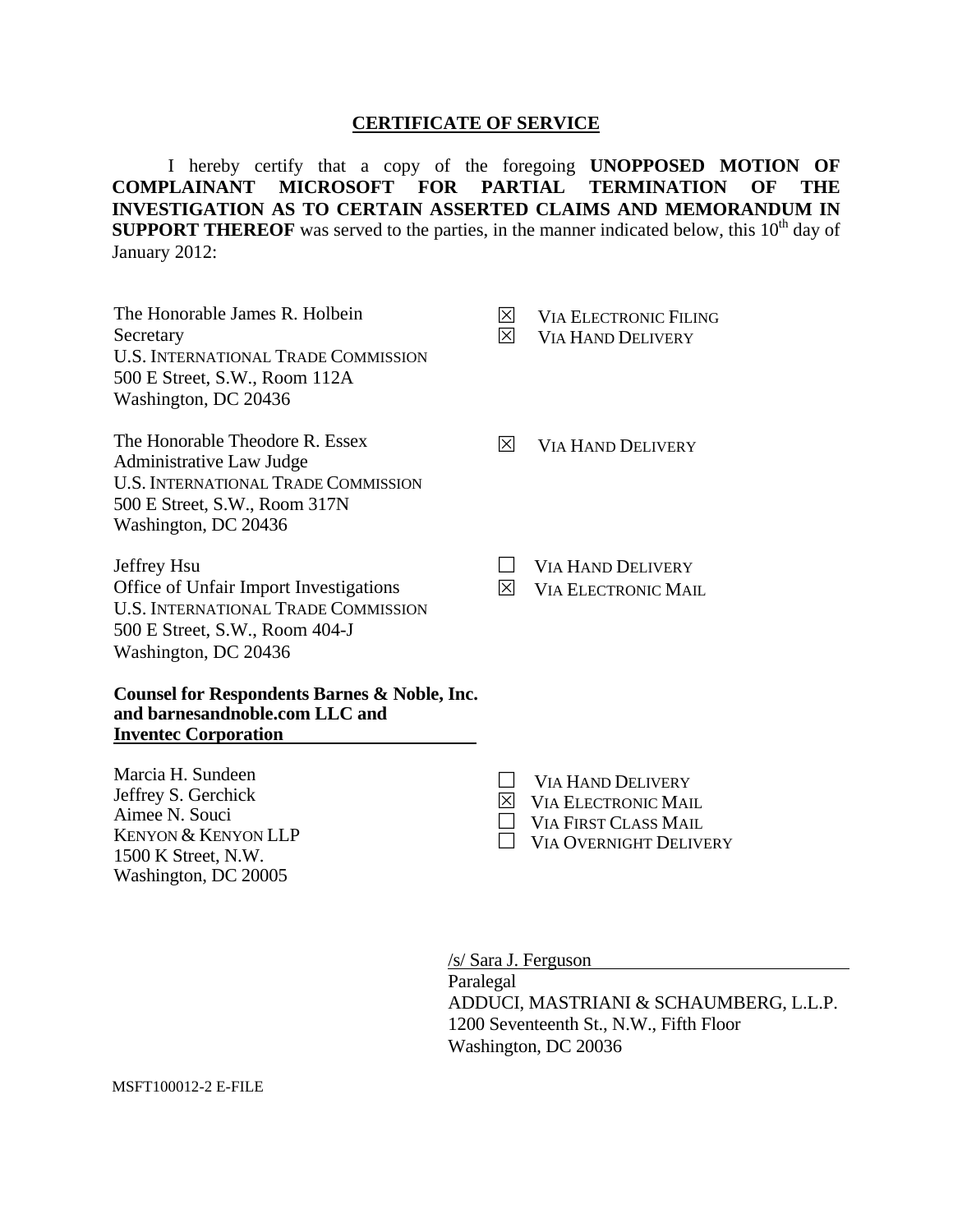## CERTIFICATE OF SERVICE

I hereby certify that a copy of the foregoing **UNOPPOSED MOTION OF COMPLAINANT MICROSOFT FOR PARTIAL TERMINATION OF THE INVESTIGATION AS TO CERTAIN ASSERTED CLAIMS AND MEMORANDUM IN SUPPORT THEREOF** was served to the parties, in the manner indicated below, this 10th day of January 2012:

| | |
|---|---|
| The Honorable James R. Holbein<br>Secretary<br>U.S. INTERNATIONAL TRADE COMMISSION<br>500 E Street, S.W., Room 112A<br>Washington, DC 20436 | ☒ VIA ELECTRONIC FILING<br>☒ VIA HAND DELIVERY |
| The Honorable Theodore R. Essex<br>Administrative Law Judge<br>U.S. INTERNATIONAL TRADE COMMISSION<br>500 E Street, S.W., Room 317N<br>Washington, DC 20436 | ☒ VIA HAND DELIVERY |
| Jeffrey Hsu<br>Office of Unfair Import Investigations<br>U.S. INTERNATIONAL TRADE COMMISSION<br>500 E Street, S.W., Room 404-J<br>Washington, DC 20436 | ☐ VIA HAND DELIVERY<br>☒ VIA ELECTRONIC MAIL |
| **Counsel for Respondents Barnes & Noble, Inc. and barnesandnoble.com LLC and Inventec Corporation** | |
| Marcia H. Sundeen<br>Jeffrey S. Gerchick<br>Aimee N. Souci<br>KENYON & KENYON LLP<br>1500 K Street, N.W.<br>Washington, DC 20005 | ☐ VIA HAND DELIVERY<br>☒ VIA ELECTRONIC MAIL<br>☐ VIA FIRST CLASS MAIL<br>☐ VIA OVERNIGHT DELIVERY |

/s/ Sara J. Ferguson
Paralegal
ADDUCI, MASTRIANI & SCHAUMBERG, L.L.P.
1200 Seventeenth St., N.W., Fifth Floor
Washington, DC 20036

MSFT100012-2 E-FILE